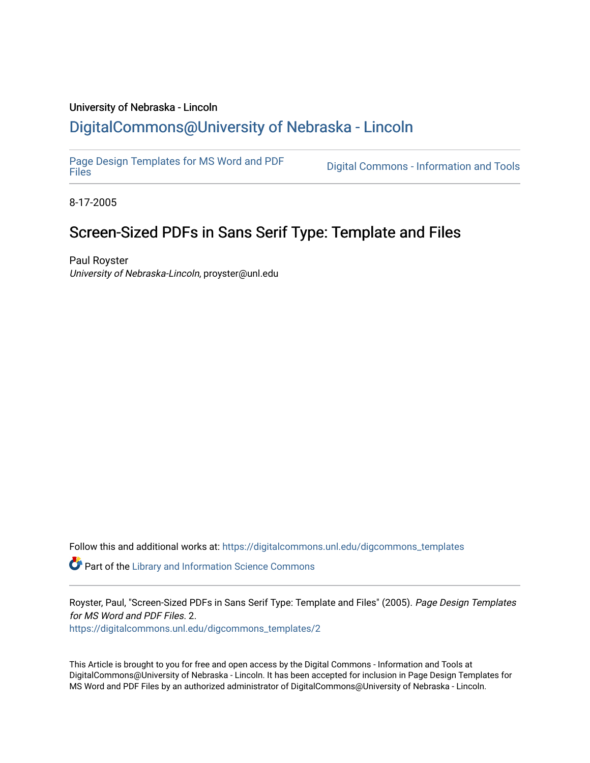University of Nebraska - Lincoln

## DigitalCommons@University of Nebraska - Lincoln

Page Design Templates for MS Word and PDF Files

Digital Commons - Information and Tools

8-17-2005

# Screen-Sized PDFs in Sans Serif Type: Template and Files

Paul Royster
*University of Nebraska-Lincoln*, proyster@unl.edu

Follow this and additional works at: https://digitalcommons.unl.edu/digcommons_templates

Part of the Library and Information Science Commons

Royster, Paul, "Screen-Sized PDFs in Sans Serif Type: Template and Files" (2005). *Page Design Templates for MS Word and PDF Files*. 2.
https://digitalcommons.unl.edu/digcommons_templates/2

This Article is brought to you for free and open access by the Digital Commons - Information and Tools at DigitalCommons@University of Nebraska - Lincoln. It has been accepted for inclusion in Page Design Templates for MS Word and PDF Files by an authorized administrator of DigitalCommons@University of Nebraska - Lincoln.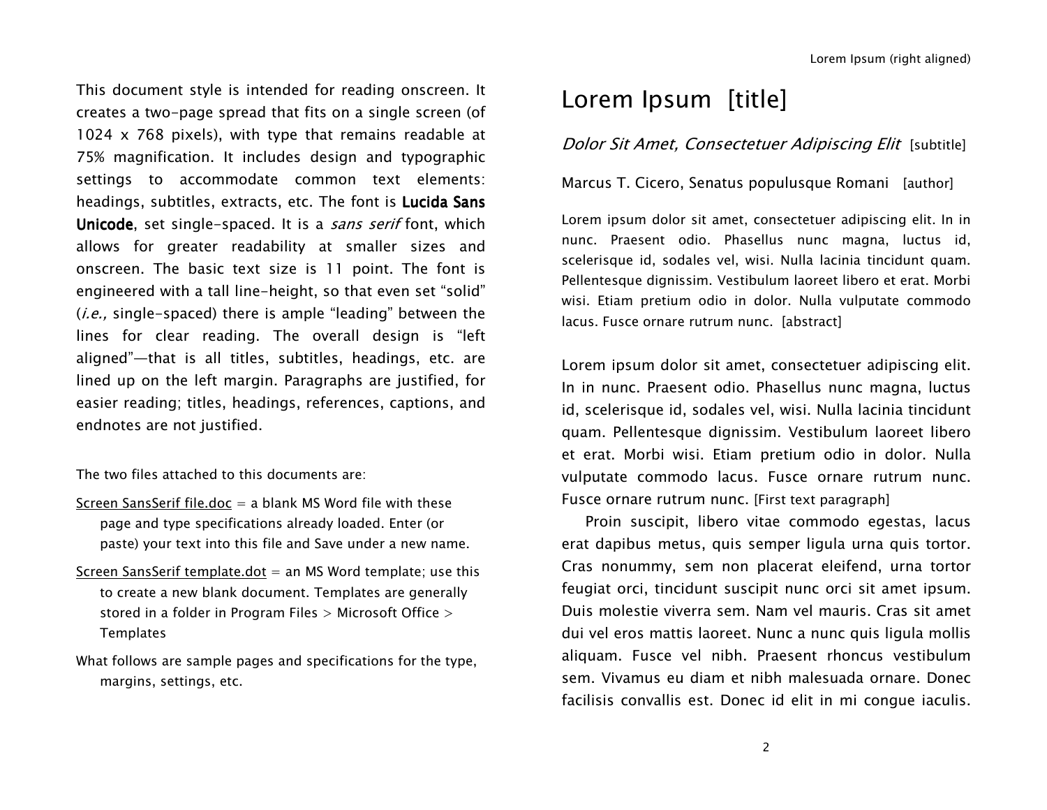This document style is intended for reading onscreen. It creates a two-page spread that fits on a single screen (of 1024 x 768 pixels), with type that remains readable at 75% magnification. It includes design and typographic settings to accommodate common text elements: headings, subtitles, extracts, etc. The font is **Lucida Sans Unicode**, set single-spaced. It is a *sans serif* font, which allows for greater readability at smaller sizes and onscreen. The basic text size is 11 point. The font is engineered with a tall line-height, so that even set "solid" (*i.e.,* single-spaced) there is ample "leading" between the lines for clear reading. The overall design is "left aligned"—that is all titles, subtitles, headings, etc. are lined up on the left margin. Paragraphs are justified, for easier reading; titles, headings, references, captions, and endnotes are not justified.

The two files attached to this documents are:

Screen SansSerif file.doc = a blank MS Word file with these page and type specifications already loaded. Enter (or paste) your text into this file and Save under a new name.

Screen SansSerif template.dot = an MS Word template; use this to create a new blank document. Templates are generally stored in a folder in Program Files > Microsoft Office > Templates

What follows are sample pages and specifications for the type, margins, settings, etc.

Lorem Ipsum (right aligned)

# Lorem Ipsum [title]

*Dolor Sit Amet, Consectetuer Adipiscing Elit* [subtitle]

Marcus T. Cicero, Senatus populusque Romani [author]

Lorem ipsum dolor sit amet, consectetuer adipiscing elit. In in nunc. Praesent odio. Phasellus nunc magna, luctus id, scelerisque id, sodales vel, wisi. Nulla lacinia tincidunt quam. Pellentesque dignissim. Vestibulum laoreet libero et erat. Morbi wisi. Etiam pretium odio in dolor. Nulla vulputate commodo lacus. Fusce ornare rutrum nunc. [abstract]

Lorem ipsum dolor sit amet, consectetuer adipiscing elit. In in nunc. Praesent odio. Phasellus nunc magna, luctus id, scelerisque id, sodales vel, wisi. Nulla lacinia tincidunt quam. Pellentesque dignissim. Vestibulum laoreet libero et erat. Morbi wisi. Etiam pretium odio in dolor. Nulla vulputate commodo lacus. Fusce ornare rutrum nunc. Fusce ornare rutrum nunc. [First text paragraph]

Proin suscipit, libero vitae commodo egestas, lacus erat dapibus metus, quis semper ligula urna quis tortor. Cras nonummy, sem non placerat eleifend, urna tortor feugiat orci, tincidunt suscipit nunc orci sit amet ipsum. Duis molestie viverra sem. Nam vel mauris. Cras sit amet dui vel eros mattis laoreet. Nunc a nunc quis ligula mollis aliquam. Fusce vel nibh. Praesent rhoncus vestibulum sem. Vivamus eu diam et nibh malesuada ornare. Donec facilisis convallis est. Donec id elit in mi congue iaculis.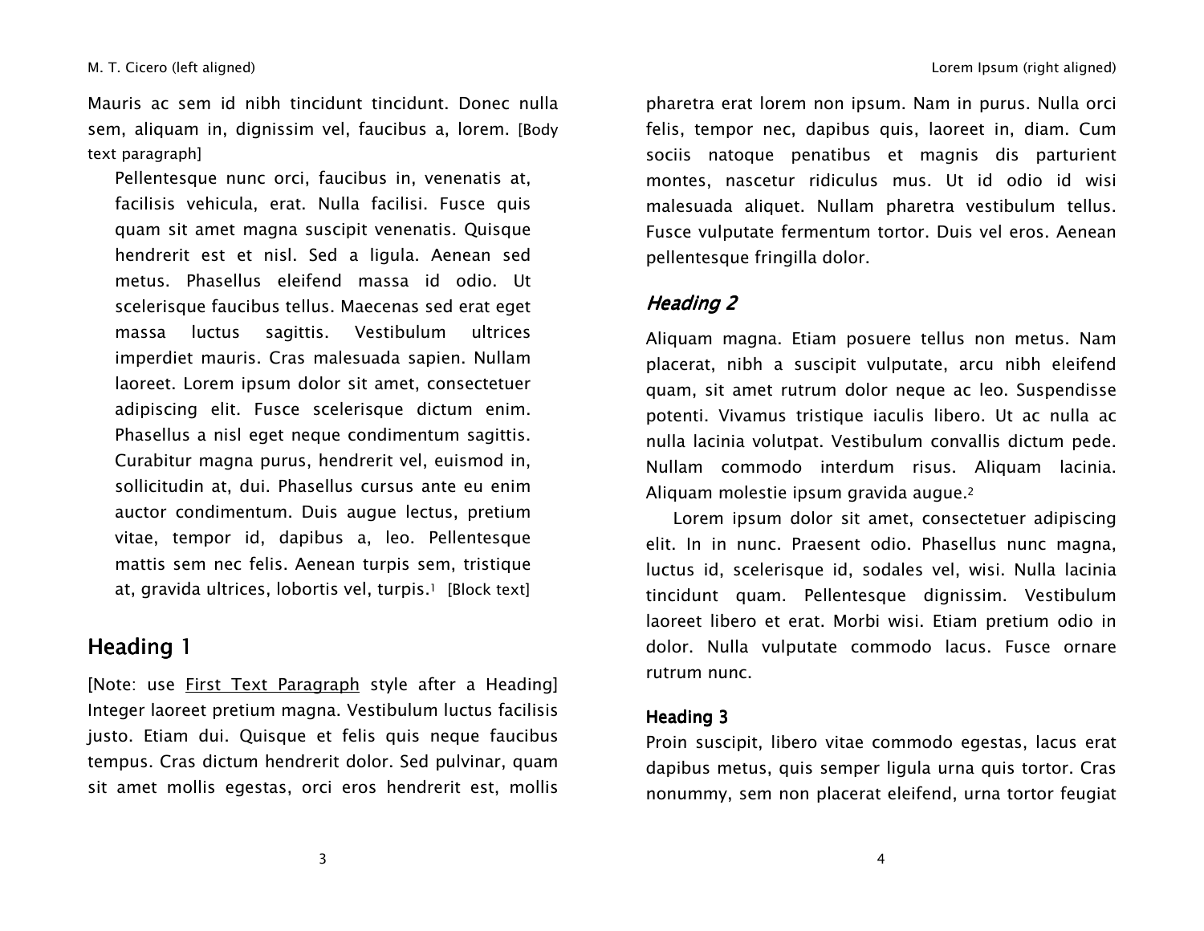Mauris ac sem id nibh tincidunt tincidunt. Donec nulla sem, aliquam in, dignissim vel, faucibus a, lorem. [Body text paragraph]

> Pellentesque nunc orci, faucibus in, venenatis at, facilisis vehicula, erat. Nulla facilisi. Fusce quis quam sit amet magna suscipit venenatis. Quisque hendrerit est et nisl. Sed a ligula. Aenean sed metus. Phasellus eleifend massa id odio. Ut scelerisque faucibus tellus. Maecenas sed erat eget massa luctus sagittis. Vestibulum ultrices imperdiet mauris. Cras malesuada sapien. Nullam laoreet. Lorem ipsum dolor sit amet, consectetuer adipiscing elit. Fusce scelerisque dictum enim. Phasellus a nisl eget neque condimentum sagittis. Curabitur magna purus, hendrerit vel, euismod in, sollicitudin at, dui. Phasellus cursus ante eu enim auctor condimentum. Duis augue lectus, pretium vitae, tempor id, dapibus a, leo. Pellentesque mattis sem nec felis. Aenean turpis sem, tristique at, gravida ultrices, lobortis vel, turpis.[1] [Block text]

# Heading 1

[Note: use First Text Paragraph style after a Heading] Integer laoreet pretium magna. Vestibulum luctus facilisis justo. Etiam dui. Quisque et felis quis neque faucibus tempus. Cras dictum hendrerit dolor. Sed pulvinar, quam sit amet mollis egestas, orci eros hendrerit est, mollis pharetra erat lorem non ipsum. Nam in purus. Nulla orci felis, tempor nec, dapibus quis, laoreet in, diam. Cum sociis natoque penatibus et magnis dis parturient montes, nascetur ridiculus mus. Ut id odio id wisi malesuada aliquet. Nullam pharetra vestibulum tellus. Fusce vulputate fermentum tortor. Duis vel eros. Aenean pellentesque fringilla dolor.

## *Heading 2*

Aliquam magna. Etiam posuere tellus non metus. Nam placerat, nibh a suscipit vulputate, arcu nibh eleifend quam, sit amet rutrum dolor neque ac leo. Suspendisse potenti. Vivamus tristique iaculis libero. Ut ac nulla ac nulla lacinia volutpat. Vestibulum convallis dictum pede. Nullam commodo interdum risus. Aliquam lacinia. Aliquam molestie ipsum gravida augue.[2]

Lorem ipsum dolor sit amet, consectetuer adipiscing elit. In in nunc. Praesent odio. Phasellus nunc magna, luctus id, scelerisque id, sodales vel, wisi. Nulla lacinia tincidunt quam. Pellentesque dignissim. Vestibulum laoreet libero et erat. Morbi wisi. Etiam pretium odio in dolor. Nulla vulputate commodo lacus. Fusce ornare rutrum nunc.

### Heading 3

Proin suscipit, libero vitae commodo egestas, lacus erat dapibus metus, quis semper ligula urna quis tortor. Cras nonummy, sem non placerat eleifend, urna tortor feugiat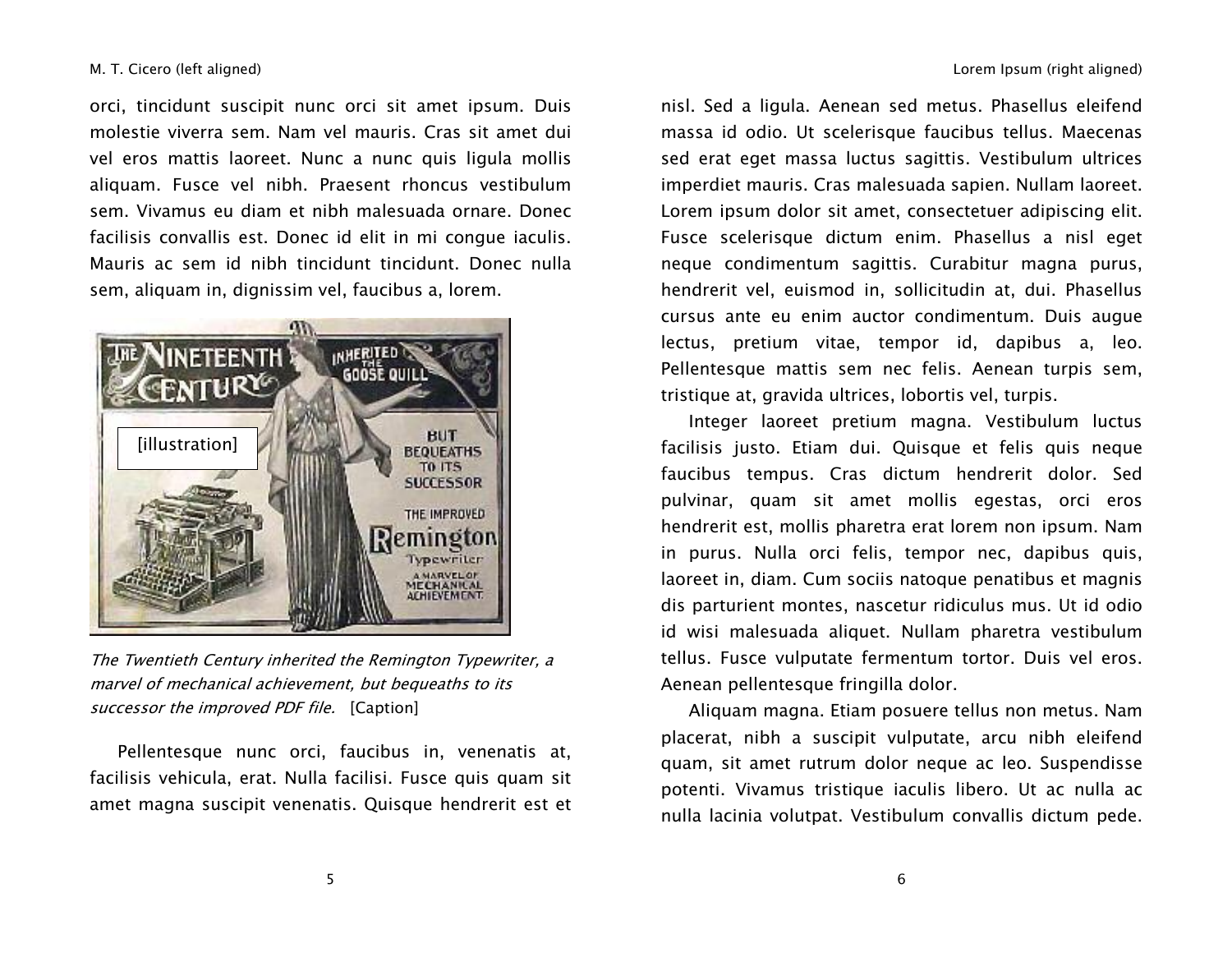orci, tincidunt suscipit nunc orci sit amet ipsum. Duis molestie viverra sem. Nam vel mauris. Cras sit amet dui vel eros mattis laoreet. Nunc a nunc quis ligula mollis aliquam. Fusce vel nibh. Praesent rhoncus vestibulum sem. Vivamus eu diam et nibh malesuada ornare. Donec facilisis convallis est. Donec id elit in mi congue iaculis. Mauris ac sem id nibh tincidunt tincidunt. Donec nulla sem, aliquam in, dignissim vel, faucibus a, lorem.

[illustration]

*The Twentieth Century inherited the Remington Typewriter, a marvel of mechanical achievement, but bequeaths to its successor the improved PDF file.* [Caption]

Pellentesque nunc orci, faucibus in, venenatis at, facilisis vehicula, erat. Nulla facilisi. Fusce quis quam sit amet magna suscipit venenatis. Quisque hendrerit est et nisl. Sed a ligula. Aenean sed metus. Phasellus eleifend massa id odio. Ut scelerisque faucibus tellus. Maecenas sed erat eget massa luctus sagittis. Vestibulum ultrices imperdiet mauris. Cras malesuada sapien. Nullam laoreet. Lorem ipsum dolor sit amet, consectetuer adipiscing elit. Fusce scelerisque dictum enim. Phasellus a nisl eget neque condimentum sagittis. Curabitur magna purus, hendrerit vel, euismod in, sollicitudin at, dui. Phasellus cursus ante eu enim auctor condimentum. Duis augue lectus, pretium vitae, tempor id, dapibus a, leo. Pellentesque mattis sem nec felis. Aenean turpis sem, tristique at, gravida ultrices, lobortis vel, turpis.

Integer laoreet pretium magna. Vestibulum luctus facilisis justo. Etiam dui. Quisque et felis quis neque faucibus tempus. Cras dictum hendrerit dolor. Sed pulvinar, quam sit amet mollis egestas, orci eros hendrerit est, mollis pharetra erat lorem non ipsum. Nam in purus. Nulla orci felis, tempor nec, dapibus quis, laoreet in, diam. Cum sociis natoque penatibus et magnis dis parturient montes, nascetur ridiculus mus. Ut id odio id wisi malesuada aliquet. Nullam pharetra vestibulum tellus. Fusce vulputate fermentum tortor. Duis vel eros. Aenean pellentesque fringilla dolor.

Aliquam magna. Etiam posuere tellus non metus. Nam placerat, nibh a suscipit vulputate, arcu nibh eleifend quam, sit amet rutrum dolor neque ac leo. Suspendisse potenti. Vivamus tristique iaculis libero. Ut ac nulla ac nulla lacinia volutpat. Vestibulum convallis dictum pede.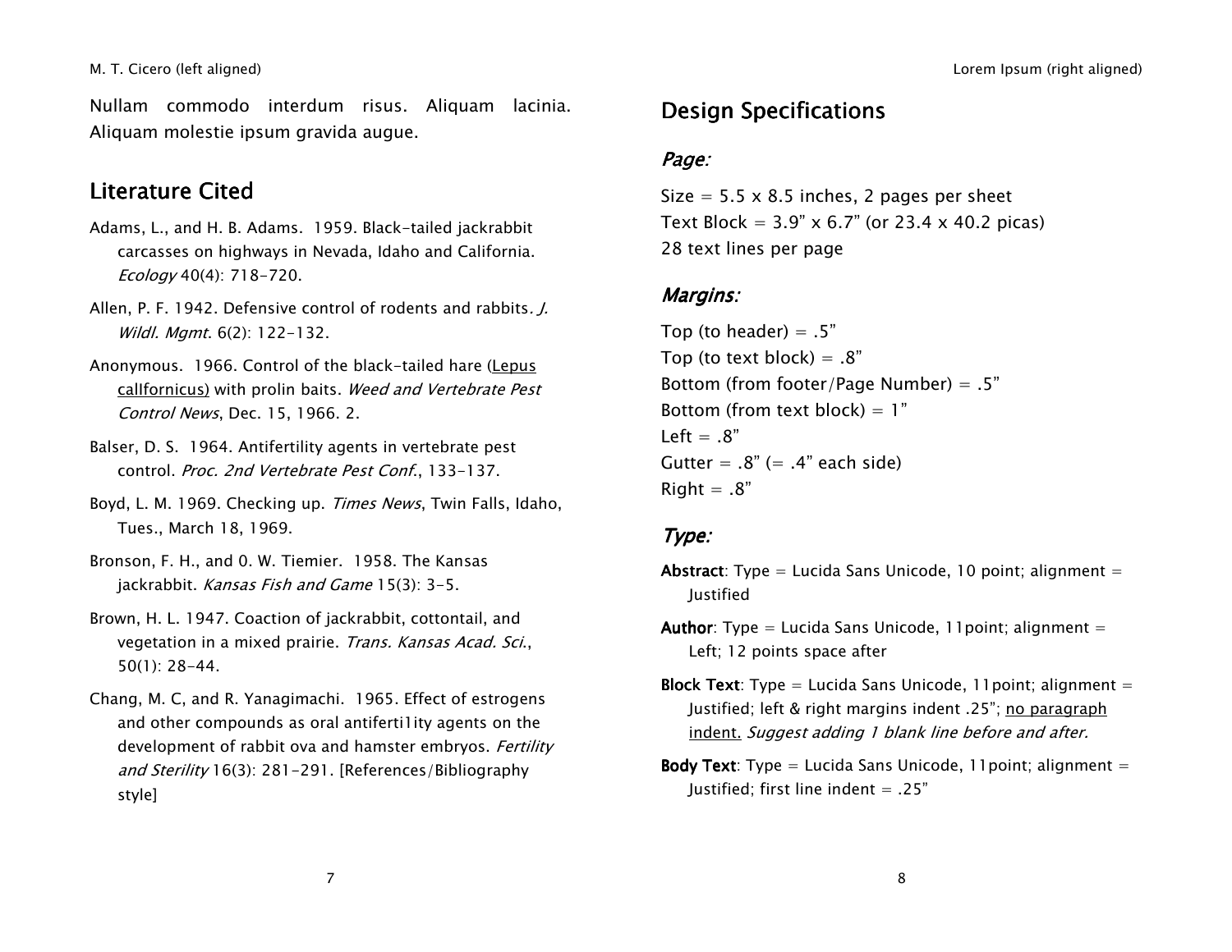Nullam commodo interdum risus. Aliquam lacinia. Aliquam molestie ipsum gravida augue.

## Literature Cited

Adams, L., and H. B. Adams. 1959. Black-tailed jackrabbit carcasses on highways in Nevada, Idaho and California. *Ecology* 40(4): 718-720.

Allen, P. F. 1942. Defensive control of rodents and rabbits. *J. Wildl. Mgmt*. 6(2): 122-132.

Anonymous. 1966. Control of the black-tailed hare (<u>Lepus callfornicus)</u> with prolin baits. *Weed and Vertebrate Pest Control News*, Dec. 15, 1966. 2.

Balser, D. S. 1964. Antifertility agents in vertebrate pest control. *Proc. 2nd Vertebrate Pest Conf.*, 133-137.

Boyd, L. M. 1969. Checking up. *Times News*, Twin Falls, Idaho, Tues., March 18, 1969.

Bronson, F. H., and 0. W. Tiemier. 1958. The Kansas jackrabbit. *Kansas Fish and Game* 15(3): 3-5.

Brown, H. L. 1947. Coaction of jackrabbit, cottontail, and vegetation in a mixed prairie. *Trans. Kansas Acad. Sci.*, 50(1): 28-44.

Chang, M. C, and R. Yanagimachi. 1965. Effect of estrogens and other compounds as oral antiferti1ity agents on the development of rabbit ova and hamster embryos. *Fertility and Sterility* 16(3): 281-291. [References/Bibliography style]

## Design Specifications

### *Page:*

Size = 5.5 x 8.5 inches, 2 pages per sheet
Text Block = 3.9" x 6.7" (or 23.4 x 40.2 picas)
28 text lines per page

### *Margins:*

Top (to header) = .5"
Top (to text block) = .8"
Bottom (from footer/Page Number) = .5"
Bottom (from text block) = 1"
Left = .8"
Gutter = .8" (= .4" each side)
Right = .8"

### *Type:*

**Abstract**: Type = Lucida Sans Unicode, 10 point; alignment = Justified

**Author**: Type = Lucida Sans Unicode, 11point; alignment = Left; 12 points space after

**Block Text**: Type = Lucida Sans Unicode, 11point; alignment = Justified; left & right margins indent .25"; <u>no paragraph indent.</u> *Suggest adding 1 blank line before and after.*

**Body Text**: Type = Lucida Sans Unicode, 11point; alignment = Justified; first line indent = .25"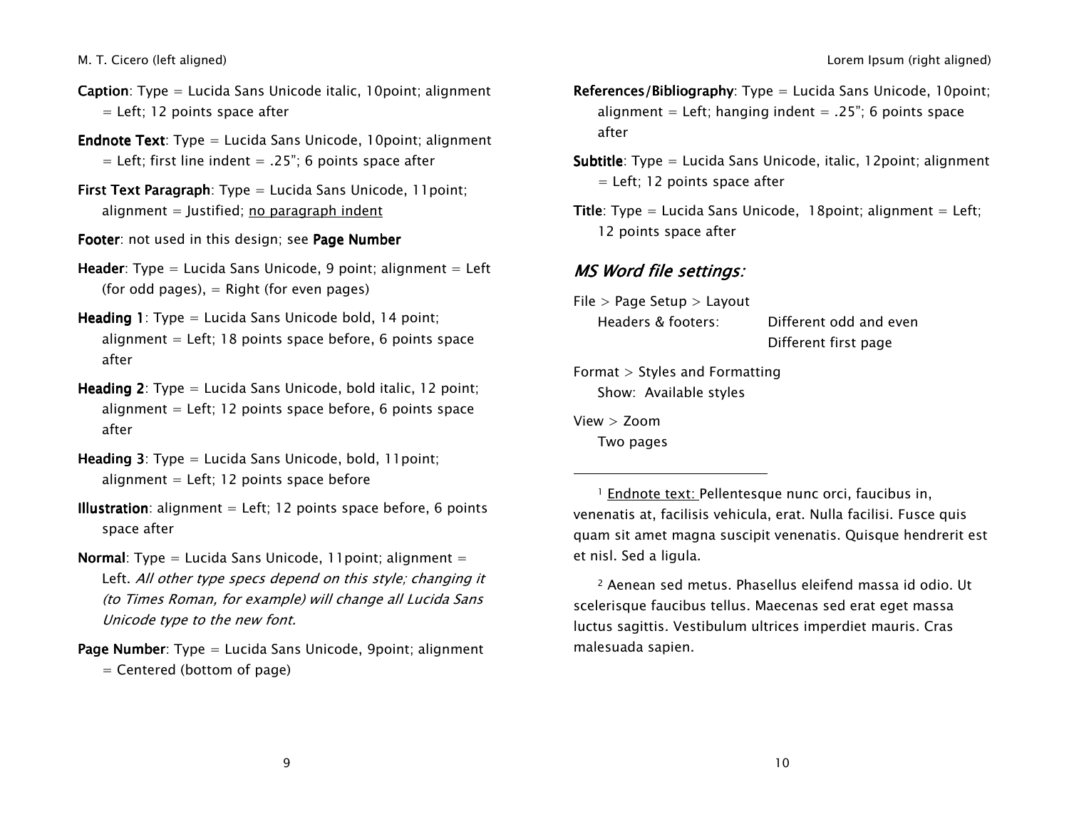**Caption**: Type = Lucida Sans Unicode italic, 10point; alignment = Left; 12 points space after

**Endnote Text**: Type = Lucida Sans Unicode, 10point; alignment = Left; first line indent = .25"; 6 points space after

**First Text Paragraph**: Type = Lucida Sans Unicode, 11point; alignment = Justified; <u>no paragraph indent</u>

**Footer**: not used in this design; see **Page Number**

**Header**: Type = Lucida Sans Unicode, 9 point; alignment = Left (for odd pages), = Right (for even pages)

**Heading 1**: Type = Lucida Sans Unicode bold, 14 point; alignment = Left; 18 points space before, 6 points space after

**Heading 2**: Type = Lucida Sans Unicode, bold italic, 12 point; alignment = Left; 12 points space before, 6 points space after

**Heading 3**: Type = Lucida Sans Unicode, bold, 11point; alignment = Left; 12 points space before

**Illustration**: alignment = Left; 12 points space before, 6 points space after

**Normal**: Type = Lucida Sans Unicode, 11point; alignment = Left. *All other type specs depend on this style; changing it (to Times Roman, for example) will change all Lucida Sans Unicode type to the new font.*

**Page Number**: Type = Lucida Sans Unicode, 9point; alignment = Centered (bottom of page)

**References/Bibliography**: Type = Lucida Sans Unicode, 10point; alignment = Left; hanging indent = .25"; 6 points space after

**Subtitle**: Type = Lucida Sans Unicode, italic, 12point; alignment = Left; 12 points space after

**Title**: Type = Lucida Sans Unicode, 18point; alignment = Left; 12 points space after

## *MS Word file settings:*

File > Page Setup > Layout

| | |
|---|---|
| Headers & footers: | Different odd and even |
| | Different first page |

Format > Styles and Formatting

Show: Available styles

View > Zoom

Two pages

---

[1] <u>Endnote text:</u> Pellentesque nunc orci, faucibus in, venenatis at, facilisis vehicula, erat. Nulla facilisi. Fusce quis quam sit amet magna suscipit venenatis. Quisque hendrerit est et nisl. Sed a ligula.

[2] Aenean sed metus. Phasellus eleifend massa id odio. Ut scelerisque faucibus tellus. Maecenas sed erat eget massa luctus sagittis. Vestibulum ultrices imperdiet mauris. Cras malesuada sapien.